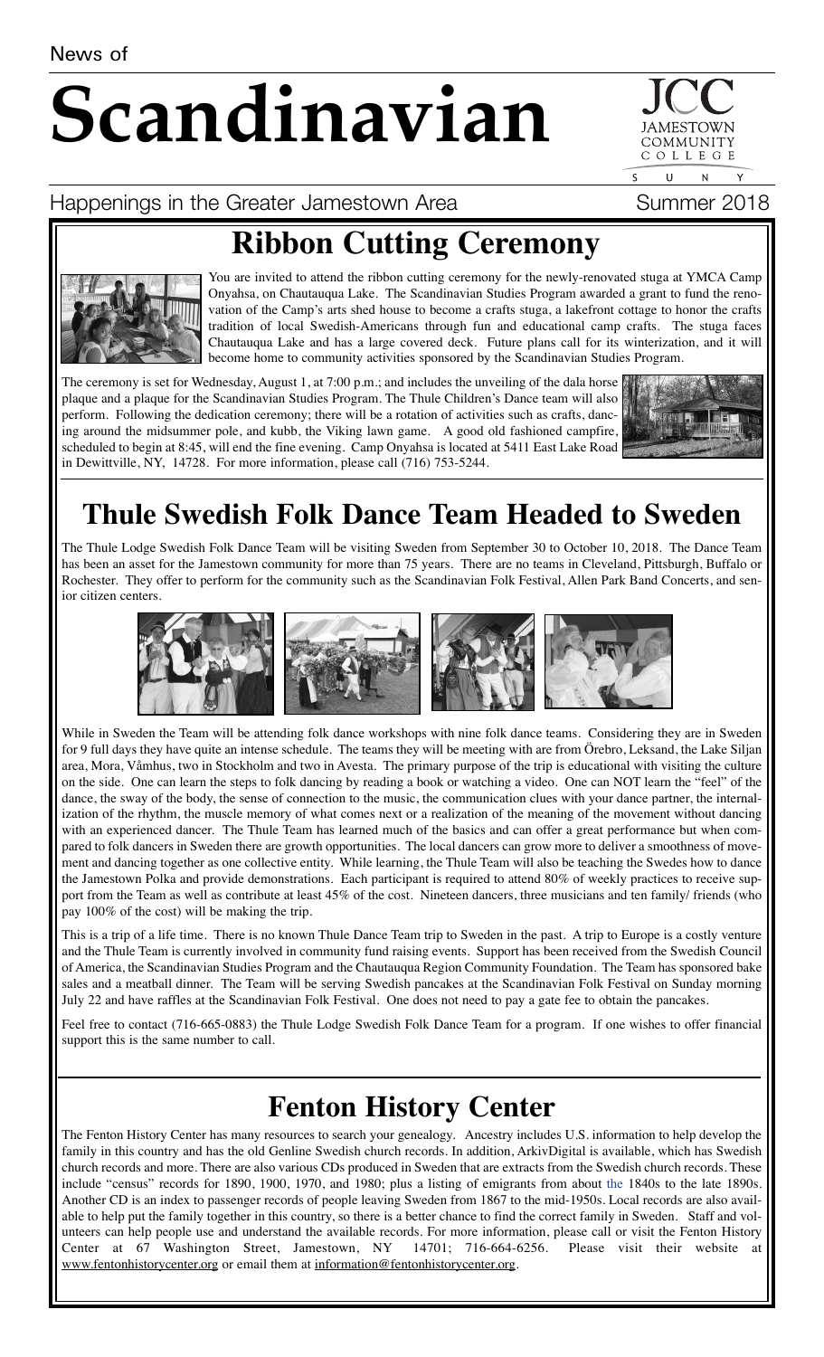News of

# Scandinavian

Happenings in the Greater Jamestown Area

Summer 2018

## Ribbon Cutting Ceremony

You are invited to attend the ribbon cutting ceremony for the newly-renovated stuga at YMCA Camp Onyahsa, on Chautauqua Lake. The Scandinavian Studies Program awarded a grant to fund the renovation of the Camp's arts shed house to become a crafts stuga, a lakefront cottage to honor the crafts tradition of local Swedish-Americans through fun and educational camp crafts. The stuga faces Chautauqua Lake and has a large covered deck. Future plans call for its winterization, and it will become home to community activities sponsored by the Scandinavian Studies Program.

The ceremony is set for Wednesday, August 1, at 7:00 p.m.; and includes the unveiling of the dala horse plaque and a plaque for the Scandinavian Studies Program. The Thule Children's Dance team will also perform. Following the dedication ceremony; there will be a rotation of activities such as crafts, dancing around the midsummer pole, and kubb, the Viking lawn game. A good old fashioned campfire, scheduled to begin at 8:45, will end the fine evening. Camp Onyahsa is located at 5411 East Lake Road in Dewittville, NY, 14728. For more information, please call (716) 753-5244.

## Thule Swedish Folk Dance Team Headed to Sweden

The Thule Lodge Swedish Folk Dance Team will be visiting Sweden from September 30 to October 10, 2018. The Dance Team has been an asset for the Jamestown community for more than 75 years. There are no teams in Cleveland, Pittsburgh, Buffalo or Rochester. They offer to perform for the community such as the Scandinavian Folk Festival, Allen Park Band Concerts, and senior citizen centers.

While in Sweden the Team will be attending folk dance workshops with nine folk dance teams. Considering they are in Sweden for 9 full days they have quite an intense schedule. The teams they will be meeting with are from Örebro, Leksand, the Lake Siljan area, Mora, Våmhus, two in Stockholm and two in Avesta. The primary purpose of the trip is educational with visiting the culture on the side. One can learn the steps to folk dancing by reading a book or watching a video. One can NOT learn the "feel" of the dance, the sway of the body, the sense of connection to the music, the communication clues with your dance partner, the internalization of the rhythm, the muscle memory of what comes next or a realization of the meaning of the movement without dancing with an experienced dancer. The Thule Team has learned much of the basics and can offer a great performance but when compared to folk dancers in Sweden there are growth opportunities. The local dancers can grow more to deliver a smoothness of movement and dancing together as one collective entity. While learning, the Thule Team will also be teaching the Swedes how to dance the Jamestown Polka and provide demonstrations. Each participant is required to attend 80% of weekly practices to receive support from the Team as well as contribute at least 45% of the cost. Nineteen dancers, three musicians and ten family/ friends (who pay 100% of the cost) will be making the trip.

This is a trip of a life time. There is no known Thule Dance Team trip to Sweden in the past. A trip to Europe is a costly venture and the Thule Team is currently involved in community fund raising events. Support has been received from the Swedish Council of America, the Scandinavian Studies Program and the Chautauqua Region Community Foundation. The Team has sponsored bake sales and a meatball dinner. The Team will be serving Swedish pancakes at the Scandinavian Folk Festival on Sunday morning July 22 and have raffles at the Scandinavian Folk Festival. One does not need to pay a gate fee to obtain the pancakes.

Feel free to contact (716-665-0883) the Thule Lodge Swedish Folk Dance Team for a program. If one wishes to offer financial support this is the same number to call.

## Fenton History Center

The Fenton History Center has many resources to search your genealogy. Ancestry includes U.S. information to help develop the family in this country and has the old Genline Swedish church records. In addition, ArkivDigital is available, which has Swedish church records and more. There are also various CDs produced in Sweden that are extracts from the Swedish church records. These include "census" records for 1890, 1900, 1970, and 1980; plus a listing of emigrants from about the 1840s to the late 1890s. Another CD is an index to passenger records of people leaving Sweden from 1867 to the mid-1950s. Local records are also available to help put the family together in this country, so there is a better chance to find the correct family in Sweden. Staff and volunteers can help people use and understand the available records. For more information, please call or visit the Fenton History Center at 67 Washington Street, Jamestown, NY 14701; 716-664-6256. Please visit their website at www.fentonhistorycenter.org or email them at information@fentonhistorycenter.org.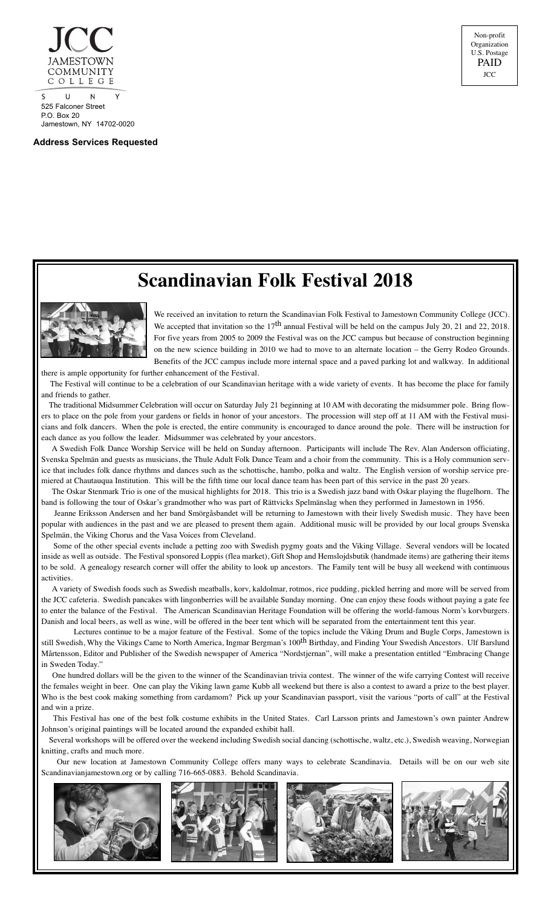JCC
JAMESTOWN
COMMUNITY
COLLEGE
SUNY
525 Falconer Street
P.O. Box 20
Jamestown, NY 14702-0020

**Address Services Requested**

Non-profit
Organization
U.S. Postage
PAID
JCC

# Scandinavian Folk Festival 2018

We received an invitation to return the Scandinavian Folk Festival to Jamestown Community College (JCC). We accepted that invitation so the 17th annual Festival will be held on the campus July 20, 21 and 22, 2018. For five years from 2005 to 2009 the Festival was on the JCC campus but because of construction beginning on the new science building in 2010 we had to move to an alternate location – the Gerry Rodeo Grounds. Benefits of the JCC campus include more internal space and a paved parking lot and walkway. In additional there is ample opportunity for further enhancement of the Festival.

The Festival will continue to be a celebration of our Scandinavian heritage with a wide variety of events. It has become the place for family and friends to gather.

The traditional Midsummer Celebration will occur on Saturday July 21 beginning at 10 AM with decorating the midsummer pole. Bring flowers to place on the pole from your gardens or fields in honor of your ancestors. The procession will step off at 11 AM with the Festival musicians and folk dancers. When the pole is erected, the entire community is encouraged to dance around the pole. There will be instruction for each dance as you follow the leader. Midsummer was celebrated by your ancestors.

A Swedish Folk Dance Worship Service will be held on Sunday afternoon. Participants will include The Rev. Alan Anderson officiating, Svenska Spelmän and guests as musicians, the Thule Adult Folk Dance Team and a choir from the community. This is a Holy communion service that includes folk dance rhythms and dances such as the schottische, hambo, polka and waltz. The English version of worship service premiered at Chautauqua Institution. This will be the fifth time our local dance team has been part of this service in the past 20 years.

The Oskar Stenmark Trio is one of the musical highlights for 2018. This trio is a Swedish jazz band with Oskar playing the flugelhorn. The band is following the tour of Oskar's grandmother who was part of Rättvicks Spelmänslag when they performed in Jamestown in 1956.

Jeanne Eriksson Andersen and her band Smörgåsbandet will be returning to Jamestown with their lively Swedish music. They have been popular with audiences in the past and we are pleased to present them again. Additional music will be provided by our local groups Svenska Spelmän, the Viking Chorus and the Vasa Voices from Cleveland.

Some of the other special events include a petting zoo with Swedish pygmy goats and the Viking Village. Several vendors will be located inside as well as outside. The Festival sponsored Loppis (flea market), Gift Shop and Hemslojdsbutik (handmade items) are gathering their items to be sold. A genealogy research corner will offer the ability to look up ancestors. The Family tent will be busy all weekend with continuous activities.

A variety of Swedish foods such as Swedish meatballs, korv, kaldolmar, rotmos, rice pudding, pickled herring and more will be served from the JCC cafeteria. Swedish pancakes with lingonberries will be available Sunday morning. One can enjoy these foods without paying a gate fee to enter the balance of the Festival. The American Scandinavian Heritage Foundation will be offering the world-famous Norm's korvburgers. Danish and local beers, as well as wine, will be offered in the beer tent which will be separated from the entertainment tent this year.

Lectures continue to be a major feature of the Festival. Some of the topics include the Viking Drum and Bugle Corps, Jamestown is still Swedish, Why the Vikings Came to North America, Ingmar Bergman's 100th Birthday, and Finding Your Swedish Ancestors. Ulf Barslund Mårtensson, Editor and Publisher of the Swedish newspaper of America "Nordstjernan", will make a presentation entitled "Embracing Change in Sweden Today."

One hundred dollars will be the given to the winner of the Scandinavian trivia contest. The winner of the wife carrying Contest will receive the females weight in beer. One can play the Viking lawn game Kubb all weekend but there is also a contest to award a prize to the best player. Who is the best cook making something from cardamom? Pick up your Scandinavian passport, visit the various "ports of call" at the Festival and win a prize.

This Festival has one of the best folk costume exhibits in the United States. Carl Larsson prints and Jamestown's own painter Andrew Johnson's original paintings will be located around the expanded exhibit hall.

Several workshops will be offered over the weekend including Swedish social dancing (schottische, waltz, etc.), Swedish weaving, Norwegian knitting, crafts and much more.

Our new location at Jamestown Community College offers many ways to celebrate Scandinavia. Details will be on our web site Scandinavianjamestown.org or by calling 716-665-0883. Behold Scandinavia.